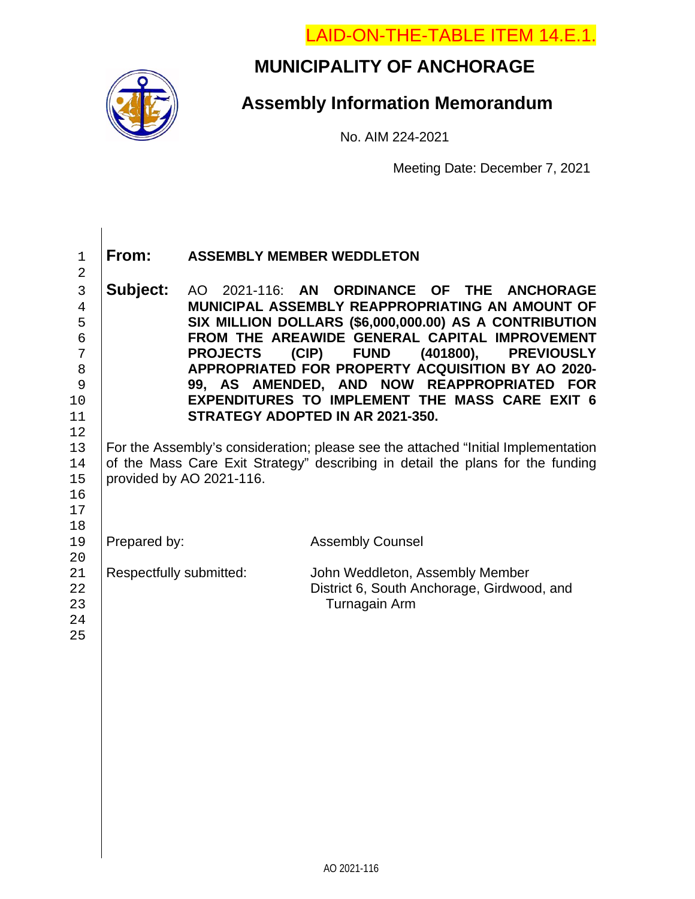LAID-ON-THE-TABLE ITEM 14.E.1.

# MUNICIPALITY OF ANCHORAGE

## Assembly Information Memorandum

No. AIM 224-2021

Meeting Date: December 7, 2021

**From:** **ASSEMBLY MEMBER WEDDLETON**

**Subject:** AO 2021-116: **AN ORDINANCE OF THE ANCHORAGE MUNICIPAL ASSEMBLY REAPPROPRIATING AN AMOUNT OF SIX MILLION DOLLARS ($6,000,000.00) AS A CONTRIBUTION FROM THE AREAWIDE GENERAL CAPITAL IMPROVEMENT PROJECTS (CIP) FUND (401800), PREVIOUSLY APPROPRIATED FOR PROPERTY ACQUISITION BY AO 2020-99, AS AMENDED, AND NOW REAPPROPRIATED FOR EXPENDITURES TO IMPLEMENT THE MASS CARE EXIT 6 STRATEGY ADOPTED IN AR 2021-350.**

For the Assembly's consideration; please see the attached "Initial Implementation of the Mass Care Exit Strategy" describing in detail the plans for the funding provided by AO 2021-116.

Prepared by: Assembly Counsel

Respectfully submitted: John Weddleton, Assembly Member
District 6, South Anchorage, Girdwood, and Turnagain Arm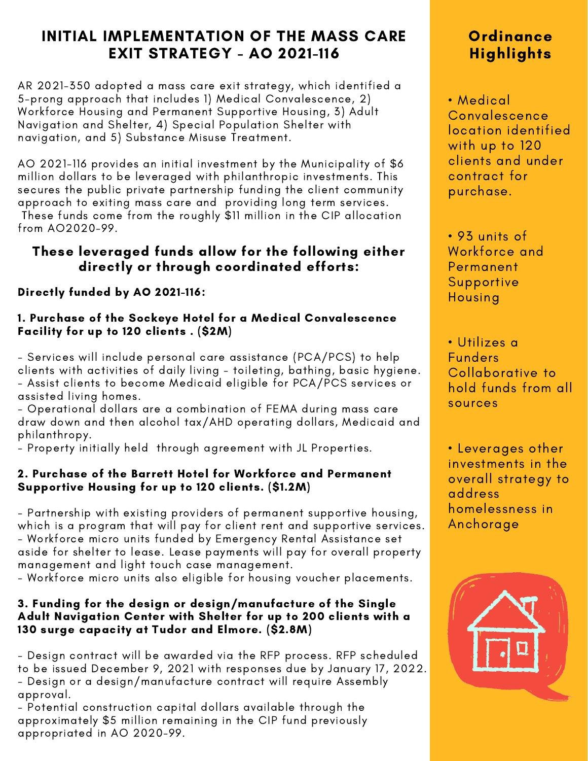# INITIAL IMPLEMENTATION OF THE MASS CARE EXIT STRATEGY - AO 2021-116

AR 2021-350 adopted a mass care exit strategy, which identified a 5-prong approach that includes 1) Medical Convalescence, 2) Workforce Housing and Permanent Supportive Housing, 3) Adult Navigation and Shelter, 4) Special Population Shelter with navigation, and 5) Substance Misuse Treatment.

AO 2021-116 provides an initial investment by the Municipality of $6 million dollars to be leveraged with philanthropic investments. This secures the public private partnership funding the client community approach to exiting mass care and providing long term services. These funds come from the roughly $11 million in the CIP allocation from AO2020-99.

## These leveraged funds allow for the following either directly or through coordinated efforts:

### Directly funded by AO 2021-116:

**1. Purchase of the Sockeye Hotel for a Medical Convalescence Facility for up to 120 clients . ($2M)**

- Services will include personal care assistance (PCA/PCS) to help clients with activities of daily living - toileting, bathing, basic hygiene.
- Assist clients to become Medicaid eligible for PCA/PCS services or assisted living homes.
- Operational dollars are a combination of FEMA during mass care draw down and then alcohol tax/AHD operating dollars, Medicaid and philanthropy.
- Property initially held through agreement with JL Properties.

**2. Purchase of the Barrett Hotel for Workforce and Permanent Supportive Housing for up to 120 clients. ($1.2M)**

- Partnership with existing providers of permanent supportive housing, which is a program that will pay for client rent and supportive services.
- Workforce micro units funded by Emergency Rental Assistance set aside for shelter to lease. Lease payments will pay for overall property management and light touch case management.
- Workforce micro units also eligible for housing voucher placements.

**3. Funding for the design or design/manufacture of the Single Adult Navigation Center with Shelter for up to 200 clients with a 130 surge capacity at Tudor and Elmore. ($2.8M)**

- Design contract will be awarded via the RFP process. RFP scheduled to be issued December 9, 2021 with responses due by January 17, 2022.
- Design or a design/manufacture contract will require Assembly approval.
- Potential construction capital dollars available through the approximately $5 million remaining in the CIP fund previously appropriated in AO 2020-99.

## Ordinance Highlights

- Medical Convalescence location identified with up to 120 clients and under contract for purchase.
- 93 units of Workforce and Permanent Supportive Housing
- Utilizes a Funders Collaborative to hold funds from all sources
- Leverages other investments in the overall strategy to address homelessness in Anchorage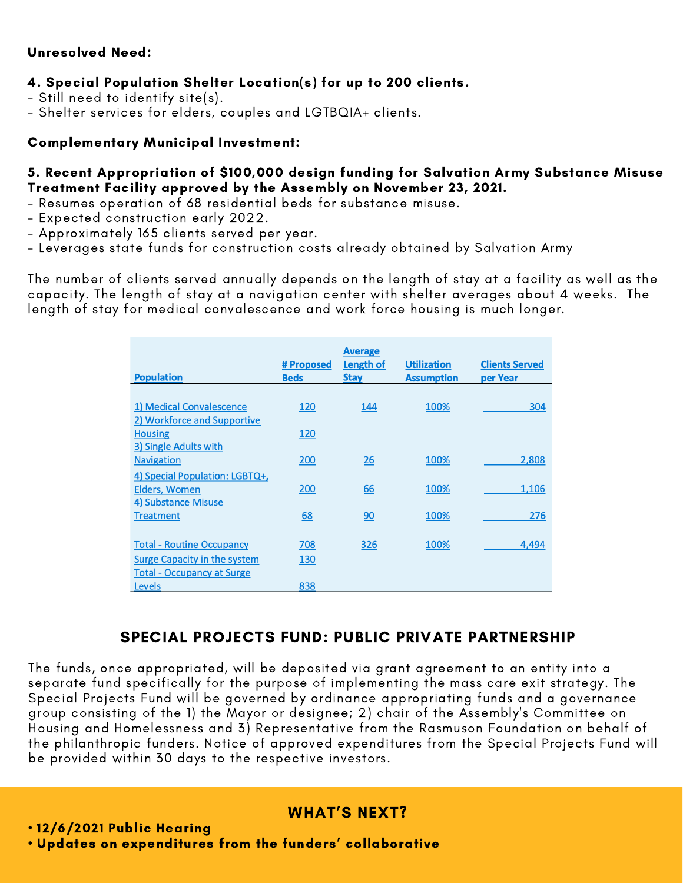**Unresolved Need:**

**4. Special Population Shelter Location(s) for up to 200 clients.**
- Still need to identify site(s).
- Shelter services for elders, couples and LGTBQIA+ clients.

**Complementary Municipal Investment:**

**5. Recent Appropriation of $100,000 design funding for Salvation Army Substance Misuse Treatment Facility approved by the Assembly on November 23, 2021.**
- Resumes operation of 68 residential beds for substance misuse.
- Expected construction early 2022.
- Approximately 165 clients served per year.
- Leverages state funds for construction costs already obtained by Salvation Army

The number of clients served annually depends on the length of stay at a facility as well as the capacity. The length of stay at a navigation center with shelter averages about 4 weeks. The length of stay for medical convalescence and work force housing is much longer.

| Population | # Proposed Beds | Average Length of Stay | Utilization Assumption | Clients Served per Year |
|---|---|---|---|---|
| 1) Medical Convalescence | 120 | 144 | 100% | 304 |
| 2) Workforce and Supportive Housing | 120 | | | |
| 3) Single Adults with Navigation | 200 | 26 | 100% | 2,808 |
| 4) Special Population: LGBTQ+, Elders, Women | 200 | 66 | 100% | 1,106 |
| 4) Substance Misuse Treatment | 68 | 90 | 100% | 276 |
| Total - Routine Occupancy | 708 | 326 | 100% | 4,494 |
| Surge Capacity in the system | 130 | | | |
| Total - Occupancy at Surge Levels | 838 | | | |

## SPECIAL PROJECTS FUND: PUBLIC PRIVATE PARTNERSHIP

The funds, once appropriated, will be deposited via grant agreement to an entity into a separate fund specifically for the purpose of implementing the mass care exit strategy. The Special Projects Fund will be governed by ordinance appropriating funds and a governance group consisting of the 1) the Mayor or designee; 2) chair of the Assembly's Committee on Housing and Homelessness and 3) Representative from the Rasmuson Foundation on behalf of the philanthropic funders. Notice of approved expenditures from the Special Projects Fund will be provided within 30 days to the respective investors.

## WHAT'S NEXT?

- **12/6/2021 Public Hearing**
- **Updates on expenditures from the funders' collaborative**